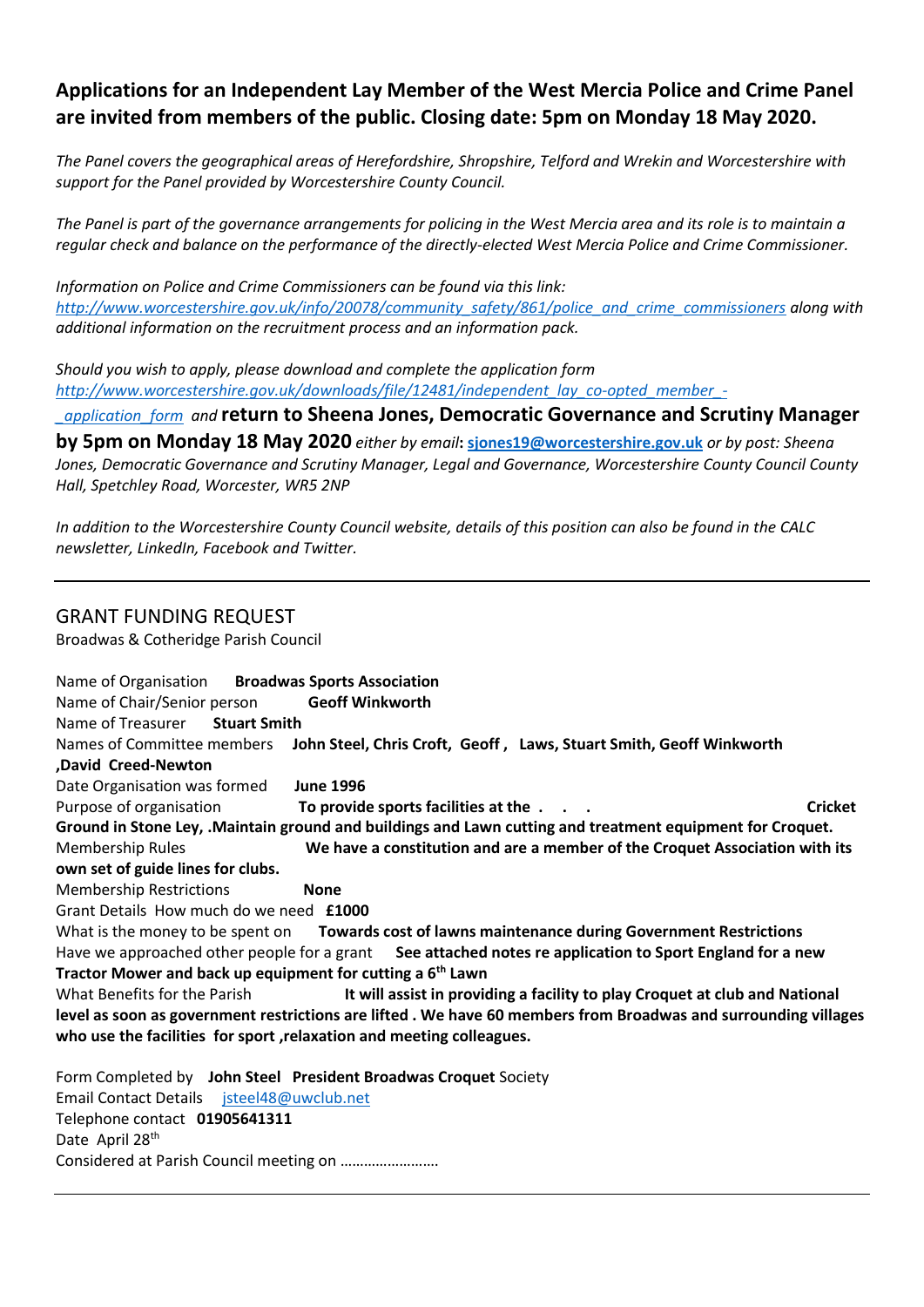## Applications for an Independent Lay Member of the West Mercia Police and Crime Panel are invited from members of the public. Closing date: 5pm on Monday 18 May 2020.

*The Panel covers the geographical areas of Herefordshire, Shropshire, Telford and Wrekin and Worcestershire with support for the Panel provided by Worcestershire County Council.*

*The Panel is part of the governance arrangements for policing in the West Mercia area and its role is to maintain a regular check and balance on the performance of the directly-elected West Mercia Police and Crime Commissioner.*

*Information on Police and Crime Commissioners can be found via this link: http://www.worcestershire.gov.uk/info/20078/community_safety/861/police_and_crime_commissioners along with additional information on the recruitment process and an information pack.*

*Should you wish to apply, please download and complete the application form http://www.worcestershire.gov.uk/downloads/file/12481/independent_lay_co-opted_member_-_application_form and* **return to Sheena Jones, Democratic Governance and Scrutiny Manager by 5pm on Monday 18 May 2020** *either by email***: sjones19@worcestershire.gov.uk** *or by post: Sheena Jones, Democratic Governance and Scrutiny Manager, Legal and Governance, Worcestershire County Council County Hall, Spetchley Road, Worcester, WR5 2NP*

*In addition to the Worcestershire County Council website, details of this position can also be found in the CALC newsletter, LinkedIn, Facebook and Twitter.*

---

## GRANT FUNDING REQUEST

Broadwas & Cotheridge Parish Council

Name of Organisation **Broadwas Sports Association**
Name of Chair/Senior person **Geoff Winkworth**
Name of Treasurer **Stuart Smith**
Names of Committee members **John Steel, Chris Croft, Geoff , Laws, Stuart Smith, Geoff Winkworth ,David Creed-Newton**
Date Organisation was formed **June 1996**
Purpose of organisation **To provide sports facilities at the . . . Cricket Ground in Stone Ley, .Maintain ground and buildings and Lawn cutting and treatment equipment for Croquet.**
Membership Rules **We have a constitution and are a member of the Croquet Association with its own set of guide lines for clubs.**
Membership Restrictions **None**
Grant Details How much do we need **£1000**
What is the money to be spent on **Towards cost of lawns maintenance during Government Restrictions**
Have we approached other people for a grant **See attached notes re application to Sport England for a new Tractor Mower and back up equipment for cutting a 6th Lawn**
What Benefits for the Parish **It will assist in providing a facility to play Croquet at club and National level as soon as government restrictions are lifted . We have 60 members from Broadwas and surrounding villages who use the facilities for sport ,relaxation and meeting colleagues.**

Form Completed by **John Steel President Broadwas Croquet** Society
Email Contact Details jsteel48@uwclub.net
Telephone contact **01905641311**
Date April 28th
Considered at Parish Council meeting on ……………………

---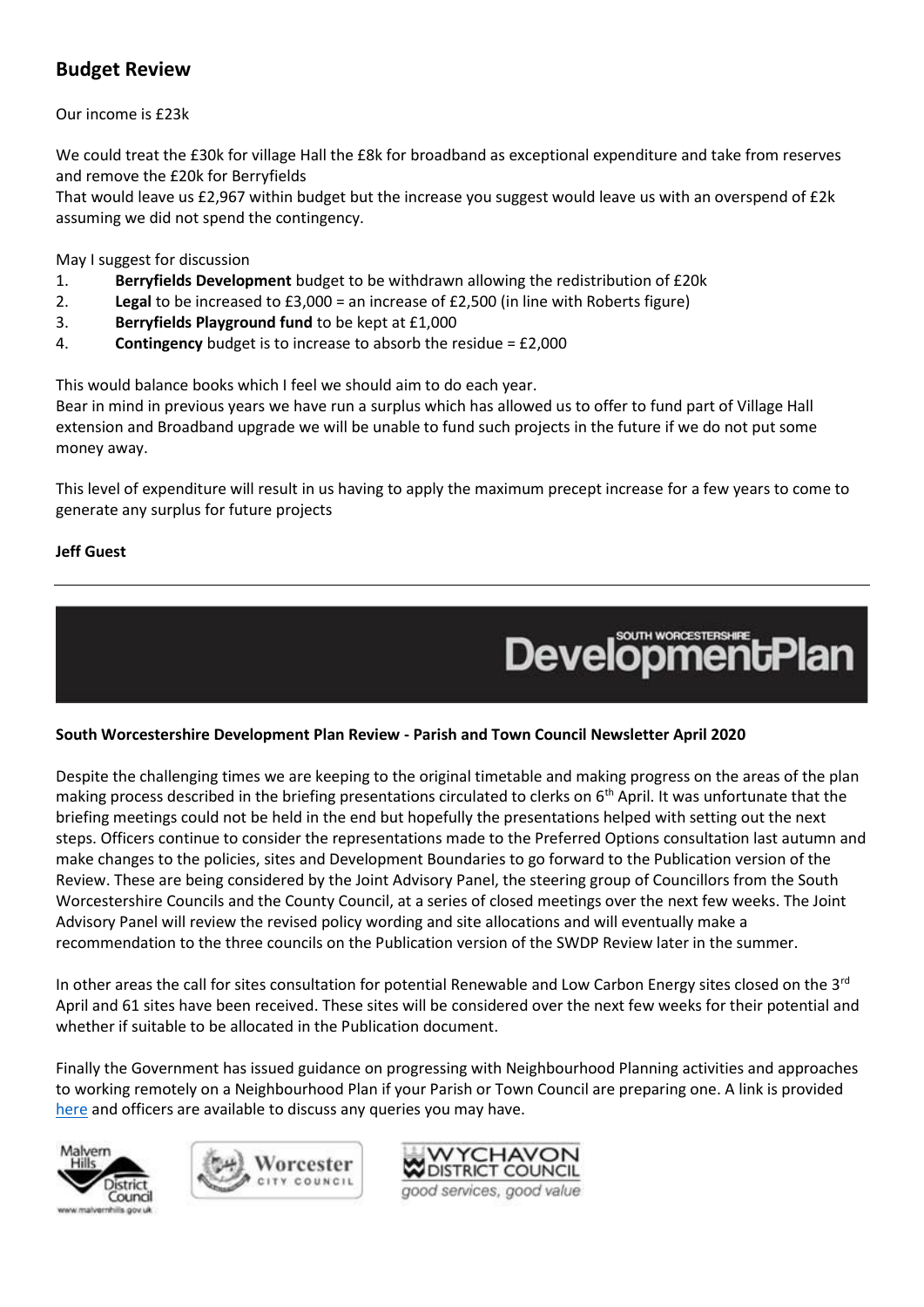## Budget Review

Our income is £23k

We could treat the £30k for village Hall the £8k for broadband as exceptional expenditure and take from reserves and remove the £20k for Berryfields
That would leave us £2,967 within budget but the increase you suggest would leave us with an overspend of £2k assuming we did not spend the contingency.

May I suggest for discussion

1. **Berryfields Development** budget to be withdrawn allowing the redistribution of £20k
2. **Legal** to be increased to £3,000 = an increase of £2,500 (in line with Roberts figure)
3. **Berryfields Playground fund** to be kept at £1,000
4. **Contingency** budget is to increase to absorb the residue = £2,000

This would balance books which I feel we should aim to do each year.
Bear in mind in previous years we have run a surplus which has allowed us to offer to fund part of Village Hall extension and Broadband upgrade we will be unable to fund such projects in the future if we do not put some money away.

This level of expenditure will result in us having to apply the maximum precept increase for a few years to come to generate any surplus for future projects

**Jeff Guest**

---

SOUTH WORCESTERSHIRE DevelopmentPlan

**South Worcestershire Development Plan Review - Parish and Town Council Newsletter April 2020**

Despite the challenging times we are keeping to the original timetable and making progress on the areas of the plan making process described in the briefing presentations circulated to clerks on 6th April. It was unfortunate that the briefing meetings could not be held in the end but hopefully the presentations helped with setting out the next steps. Officers continue to consider the representations made to the Preferred Options consultation last autumn and make changes to the policies, sites and Development Boundaries to go forward to the Publication version of the Review. These are being considered by the Joint Advisory Panel, the steering group of Councillors from the South Worcestershire Councils and the County Council, at a series of closed meetings over the next few weeks. The Joint Advisory Panel will review the revised policy wording and site allocations and will eventually make a recommendation to the three councils on the Publication version of the SWDP Review later in the summer.

In other areas the call for sites consultation for potential Renewable and Low Carbon Energy sites closed on the 3rd April and 61 sites have been received. These sites will be considered over the next few weeks for their potential and whether if suitable to be allocated in the Publication document.

Finally the Government has issued guidance on progressing with Neighbourhood Planning activities and approaches to working remotely on a Neighbourhood Plan if your Parish or Town Council are preparing one. A link is provided here and officers are available to discuss any queries you may have.

Malvern Hills District Council www.malvernhills.gov.uk

Worcester City Council

Wychavon District Council good services, good value